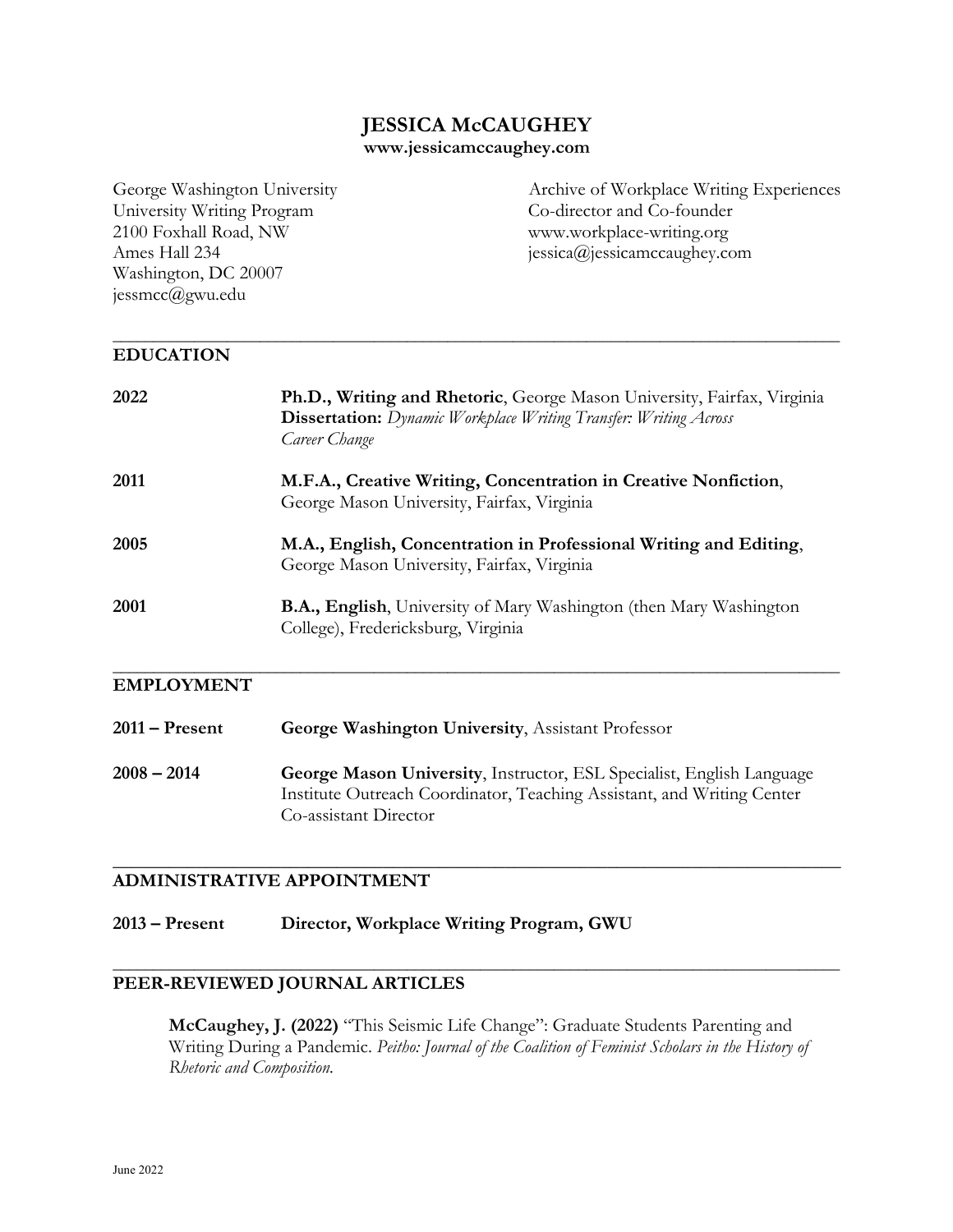# JESSICA McCAUGHEY

**www.jessicamccaughey.com**

George Washington University
University Writing Program
2100 Foxhall Road, NW
Ames Hall 234
Washington, DC 20007
jessmcc@gwu.edu

Archive of Workplace Writing Experiences
Co-director and Co-founder
www.workplace-writing.org
jessica@jessicamccaughey.com

## EDUCATION

**2022** — **Ph.D., Writing and Rhetoric**, George Mason University, Fairfax, Virginia
**Dissertation:** *Dynamic Workplace Writing Transfer: Writing Across Career Change*

**2011** — **M.F.A., Creative Writing, Concentration in Creative Nonfiction**, George Mason University, Fairfax, Virginia

**2005** — **M.A., English, Concentration in Professional Writing and Editing**, George Mason University, Fairfax, Virginia

**2001** — **B.A., English**, University of Mary Washington (then Mary Washington College), Fredericksburg, Virginia

## EMPLOYMENT

**2011 – Present** — **George Washington University**, Assistant Professor

**2008 – 2014** — **George Mason University**, Instructor, ESL Specialist, English Language Institute Outreach Coordinator, Teaching Assistant, and Writing Center Co-assistant Director

## ADMINISTRATIVE APPOINTMENT

**2013 – Present** — **Director, Workplace Writing Program, GWU**

## PEER-REVIEWED JOURNAL ARTICLES

**McCaughey, J. (2022)** "This Seismic Life Change": Graduate Students Parenting and Writing During a Pandemic. *Peitho: Journal of the Coalition of Feminist Scholars in the History of Rhetoric and Composition.*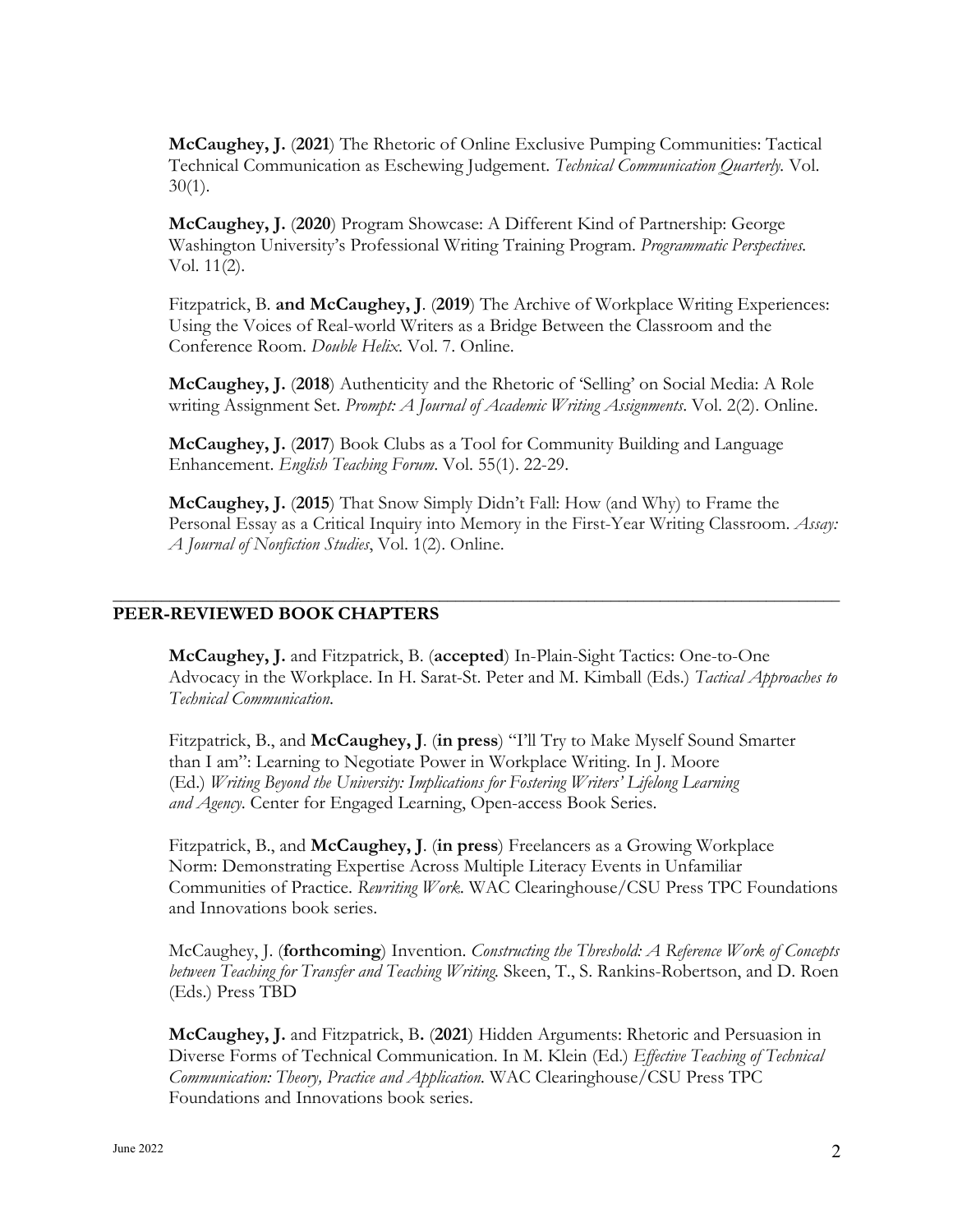**McCaughey, J.** (**2021**) The Rhetoric of Online Exclusive Pumping Communities: Tactical Technical Communication as Eschewing Judgement. *Technical Communication Quarterly*. Vol. 30(1).

**McCaughey, J.** (**2020**) Program Showcase: A Different Kind of Partnership: George Washington University's Professional Writing Training Program. *Programmatic Perspectives*. Vol. 11(2).

Fitzpatrick, B. **and McCaughey, J**. (**2019**) The Archive of Workplace Writing Experiences: Using the Voices of Real-world Writers as a Bridge Between the Classroom and the Conference Room. *Double Helix*. Vol. 7. Online.

**McCaughey, J.** (**2018**) Authenticity and the Rhetoric of 'Selling' on Social Media: A Role writing Assignment Set. *Prompt: A Journal of Academic Writing Assignments*. Vol. 2(2). Online.

**McCaughey, J.** (**2017**) Book Clubs as a Tool for Community Building and Language Enhancement. *English Teaching Forum*. Vol. 55(1). 22-29.

**McCaughey, J.** (**2015**) That Snow Simply Didn't Fall: How (and Why) to Frame the Personal Essay as a Critical Inquiry into Memory in the First-Year Writing Classroom. *Assay: A Journal of Nonfiction Studies*, Vol. 1(2). Online.

## PEER-REVIEWED BOOK CHAPTERS

**McCaughey, J.** and Fitzpatrick, B. (**accepted**) In-Plain-Sight Tactics: One-to-One Advocacy in the Workplace. In H. Sarat-St. Peter and M. Kimball (Eds.) *Tactical Approaches to Technical Communication*.

Fitzpatrick, B., and **McCaughey, J**. (**in press**) "I'll Try to Make Myself Sound Smarter than I am": Learning to Negotiate Power in Workplace Writing. In J. Moore (Ed.) *Writing Beyond the University: Implications for Fostering Writers' Lifelong Learning and Agency*. Center for Engaged Learning, Open-access Book Series.

Fitzpatrick, B., and **McCaughey, J**. (**in press**) Freelancers as a Growing Workplace Norm: Demonstrating Expertise Across Multiple Literacy Events in Unfamiliar Communities of Practice. *Rewriting Work*. WAC Clearinghouse/CSU Press TPC Foundations and Innovations book series.

McCaughey, J. (**forthcoming**) Invention. *Constructing the Threshold: A Reference Work of Concepts between Teaching for Transfer and Teaching Writing.* Skeen, T., S. Rankins-Robertson, and D. Roen (Eds.) Press TBD

**McCaughey, J.** and Fitzpatrick, B. (**2021**) Hidden Arguments: Rhetoric and Persuasion in Diverse Forms of Technical Communication. In M. Klein (Ed.) *Effective Teaching of Technical Communication: Theory, Practice and Application.* WAC Clearinghouse/CSU Press TPC Foundations and Innovations book series.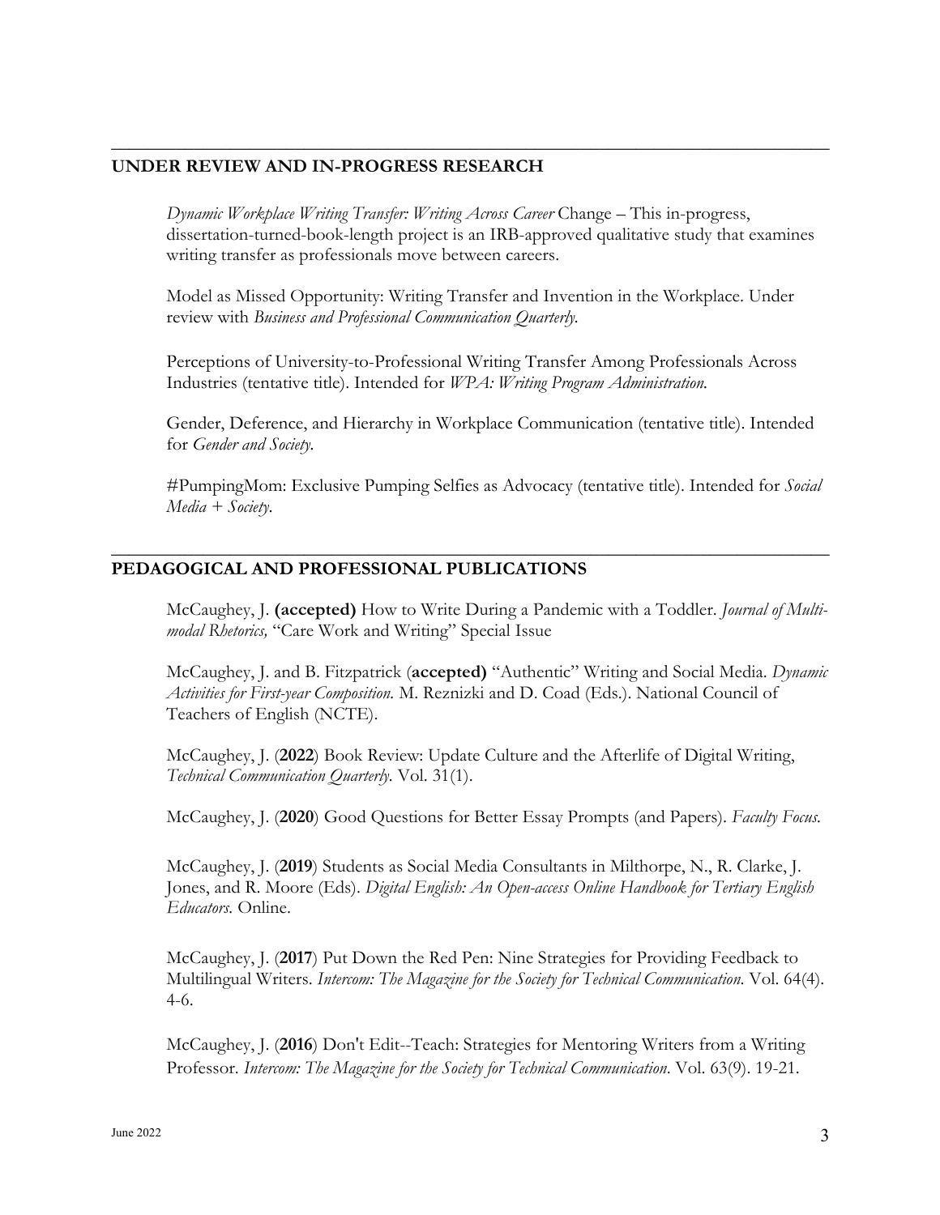## UNDER REVIEW AND IN-PROGRESS RESEARCH

*Dynamic Workplace Writing Transfer: Writing Across Career* Change – This in-progress, dissertation-turned-book-length project is an IRB-approved qualitative study that examines writing transfer as professionals move between careers.

Model as Missed Opportunity: Writing Transfer and Invention in the Workplace. Under review with *Business and Professional Communication Quarterly.*

Perceptions of University-to-Professional Writing Transfer Among Professionals Across Industries (tentative title). Intended for *WPA: Writing Program Administration.*

Gender, Deference, and Hierarchy in Workplace Communication (tentative title). Intended for *Gender and Society.*

#PumpingMom: Exclusive Pumping Selfies as Advocacy (tentative title). Intended for *Social Media + Society.*

## PEDAGOGICAL AND PROFESSIONAL PUBLICATIONS

McCaughey, J. **(accepted)** How to Write During a Pandemic with a Toddler. *Journal of Multi-modal Rhetorics,* "Care Work and Writing" Special Issue

McCaughey, J. and B. Fitzpatrick (**accepted)** "Authentic" Writing and Social Media. *Dynamic Activities for First-year Composition.* M. Reznizki and D. Coad (Eds.). National Council of Teachers of English (NCTE).

McCaughey, J. (**2022**) Book Review: Update Culture and the Afterlife of Digital Writing, *Technical Communication Quarterly.* Vol. 31(1).

McCaughey, J. (**2020**) Good Questions for Better Essay Prompts (and Papers). *Faculty Focus.*

McCaughey, J. (**2019**) Students as Social Media Consultants in Milthorpe, N., R. Clarke, J. Jones, and R. Moore (Eds). *Digital English: An Open-access Online Handbook for Tertiary English Educators.* Online.

McCaughey, J. (**2017**) Put Down the Red Pen: Nine Strategies for Providing Feedback to Multilingual Writers. *Intercom: The Magazine for the Society for Technical Communication.* Vol. 64(4). 4-6.

McCaughey, J. (**2016**) Don't Edit--Teach: Strategies for Mentoring Writers from a Writing Professor. *Intercom: The Magazine for the Society for Technical Communication*. Vol. 63(9). 19-21.

June 2022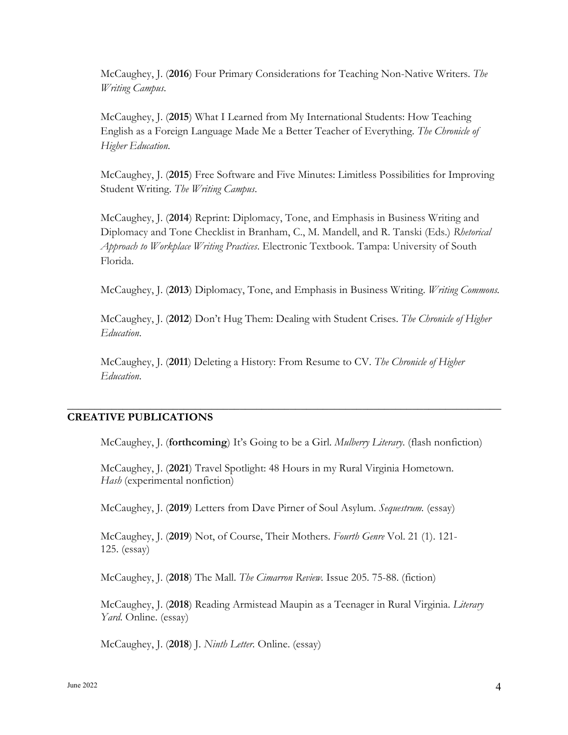McCaughey, J. (**2016**) Four Primary Considerations for Teaching Non-Native Writers. *The Writing Campus*.

McCaughey, J. (**2015**) What I Learned from My International Students: How Teaching English as a Foreign Language Made Me a Better Teacher of Everything. *The Chronicle of Higher Education*.

McCaughey, J. (**2015**) Free Software and Five Minutes: Limitless Possibilities for Improving Student Writing. *The Writing Campus*.

McCaughey, J. (**2014**) Reprint: Diplomacy, Tone, and Emphasis in Business Writing and Diplomacy and Tone Checklist in Branham, C., M. Mandell, and R. Tanski (Eds.) *Rhetorical Approach to Workplace Writing Practices*. Electronic Textbook. Tampa: University of South Florida.

McCaughey, J. (**2013**) Diplomacy, Tone, and Emphasis in Business Writing. *Writing Commons*.

McCaughey, J. (**2012**) Don't Hug Them: Dealing with Student Crises. *The Chronicle of Higher Education*.

McCaughey, J. (**2011**) Deleting a History: From Resume to CV. *The Chronicle of Higher Education*.

---

## CREATIVE PUBLICATIONS

McCaughey, J. (**forthcoming**) It's Going to be a Girl. *Mulberry Literary*. (flash nonfiction)

McCaughey, J. (**2021**) Travel Spotlight: 48 Hours in my Rural Virginia Hometown. *Hash* (experimental nonfiction)

McCaughey, J. (**2019**) Letters from Dave Pirner of Soul Asylum. *Sequestrum*. (essay)

McCaughey, J. (**2019**) Not, of Course, Their Mothers. *Fourth Genre* Vol. 21 (1). 121-125. (essay)

McCaughey, J. (**2018**) The Mall. *The Cimarron Review*. Issue 205. 75-88. (fiction)

McCaughey, J. (**2018**) Reading Armistead Maupin as a Teenager in Rural Virginia. *Literary Yard*. Online. (essay)

McCaughey, J. (**2018**) J. *Ninth Letter*. Online. (essay)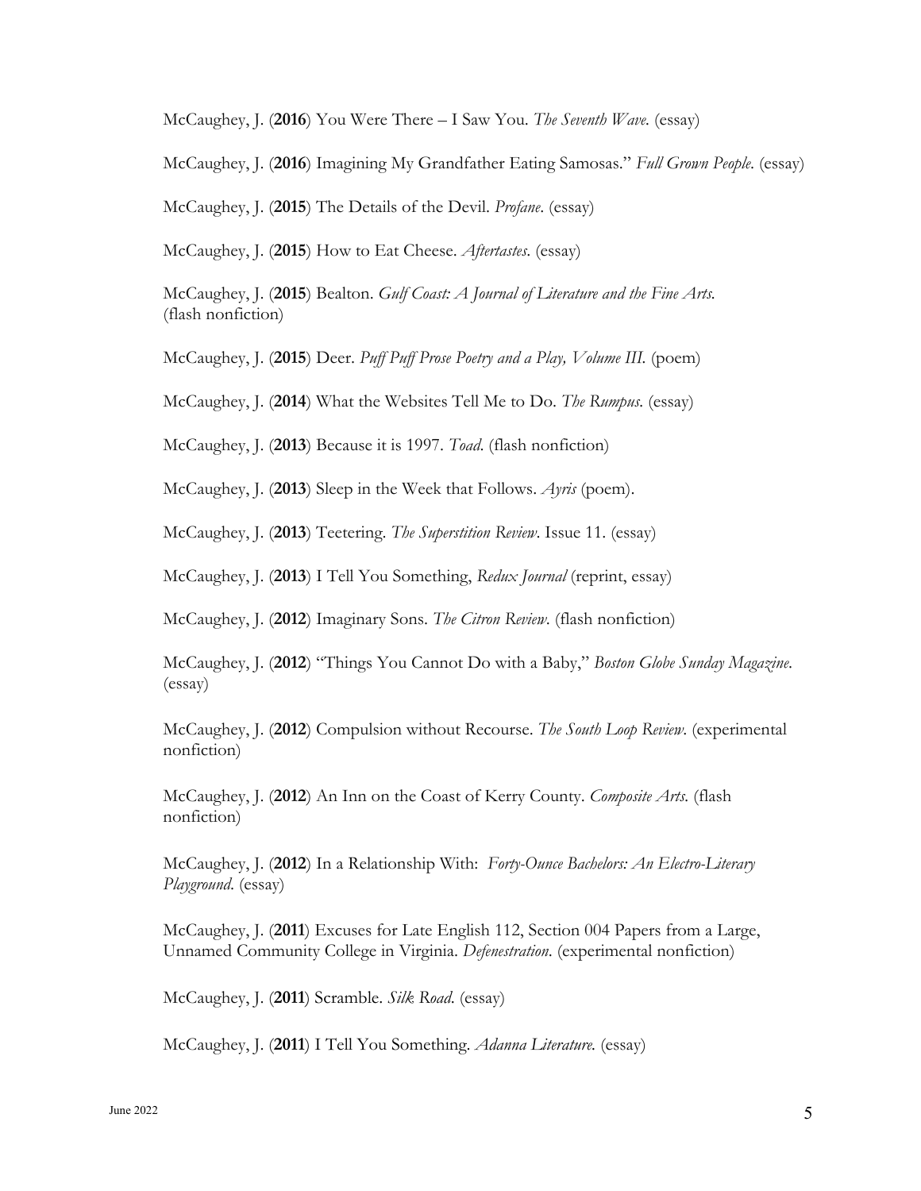McCaughey, J. (**2016**) You Were There – I Saw You. *The Seventh Wave.* (essay)

McCaughey, J. (**2016**) Imagining My Grandfather Eating Samosas." *Full Grown People.* (essay)

McCaughey, J. (**2015**) The Details of the Devil. *Profane.* (essay)

McCaughey, J. (**2015**) How to Eat Cheese. *Aftertastes.* (essay)

McCaughey, J. (**2015**) Bealton. *Gulf Coast: A Journal of Literature and the Fine Arts.* (flash nonfiction)

McCaughey, J. (**2015**) Deer. *Puff Puff Prose Poetry and a Play, Volume III.* (poem)

McCaughey, J. (**2014**) What the Websites Tell Me to Do. *The Rumpus.* (essay)

McCaughey, J. (**2013**) Because it is 1997. *Toad.* (flash nonfiction)

McCaughey, J. (**2013**) Sleep in the Week that Follows. *Ayris* (poem).

McCaughey, J. (**2013**) Teetering. *The Superstition Review*. Issue 11. (essay)

McCaughey, J. (**2013**) I Tell You Something, *Redux Journal* (reprint, essay)

McCaughey, J. (**2012**) Imaginary Sons. *The Citron Review.* (flash nonfiction)

McCaughey, J. (**2012**) "Things You Cannot Do with a Baby," *Boston Globe Sunday Magazine.* (essay)

McCaughey, J. (**2012**) Compulsion without Recourse. *The South Loop Review.* (experimental nonfiction)

McCaughey, J. (**2012**) An Inn on the Coast of Kerry County. *Composite Arts.* (flash nonfiction)

McCaughey, J. (**2012**) In a Relationship With: *Forty-Ounce Bachelors: An Electro-Literary Playground.* (essay)

McCaughey, J. (**2011**) Excuses for Late English 112, Section 004 Papers from a Large, Unnamed Community College in Virginia. *Defenestration.* (experimental nonfiction)

McCaughey, J. (**2011**) Scramble. *Silk Road.* (essay)

McCaughey, J. (**2011**) I Tell You Something. *Adanna Literature.* (essay)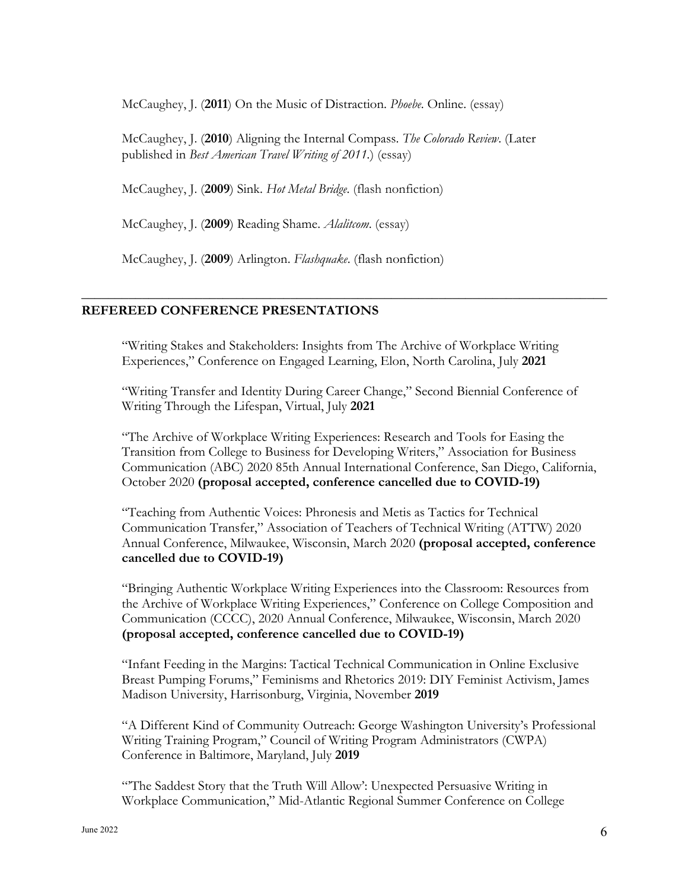McCaughey, J. (**2011**) On the Music of Distraction. *Phoebe*. Online. (essay)

McCaughey, J. (**2010**) Aligning the Internal Compass. *The Colorado Review*. (Later published in *Best American Travel Writing of 2011*.) (essay)

McCaughey, J. (**2009**) Sink. *Hot Metal Bridge*. (flash nonfiction)

McCaughey, J. (**2009**) Reading Shame. *Alalitcom*. (essay)

McCaughey, J. (**2009**) Arlington. *Flashquake*. (flash nonfiction)

---

## REFEREED CONFERENCE PRESENTATIONS

"Writing Stakes and Stakeholders: Insights from The Archive of Workplace Writing Experiences," Conference on Engaged Learning, Elon, North Carolina, July **2021**

"Writing Transfer and Identity During Career Change," Second Biennial Conference of Writing Through the Lifespan, Virtual, July **2021**

"The Archive of Workplace Writing Experiences: Research and Tools for Easing the Transition from College to Business for Developing Writers," Association for Business Communication (ABC) 2020 85th Annual International Conference, San Diego, California, October 2020 **(proposal accepted, conference cancelled due to COVID-19)**

"Teaching from Authentic Voices: Phronesis and Metis as Tactics for Technical Communication Transfer," Association of Teachers of Technical Writing (ATTW) 2020 Annual Conference, Milwaukee, Wisconsin, March 2020 **(proposal accepted, conference cancelled due to COVID-19)**

"Bringing Authentic Workplace Writing Experiences into the Classroom: Resources from the Archive of Workplace Writing Experiences," Conference on College Composition and Communication (CCCC), 2020 Annual Conference, Milwaukee, Wisconsin, March 2020 **(proposal accepted, conference cancelled due to COVID-19)**

"Infant Feeding in the Margins: Tactical Technical Communication in Online Exclusive Breast Pumping Forums," Feminisms and Rhetorics 2019: DIY Feminist Activism, James Madison University, Harrisonburg, Virginia, November **2019**

"A Different Kind of Community Outreach: George Washington University's Professional Writing Training Program," Council of Writing Program Administrators (CWPA) Conference in Baltimore, Maryland, July **2019**

"'The Saddest Story that the Truth Will Allow': Unexpected Persuasive Writing in Workplace Communication," Mid-Atlantic Regional Summer Conference on College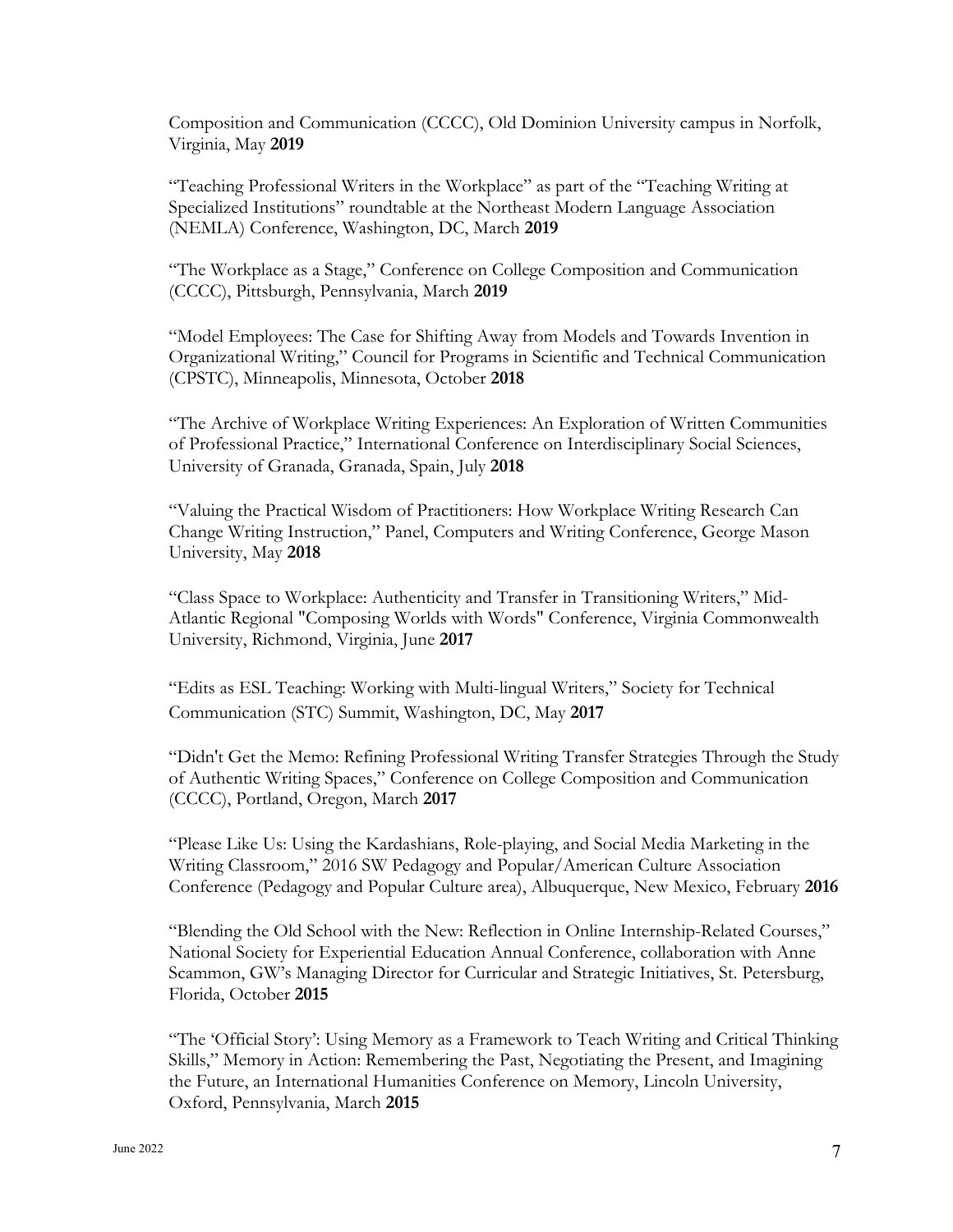Composition and Communication (CCCC), Old Dominion University campus in Norfolk, Virginia, May **2019**

"Teaching Professional Writers in the Workplace" as part of the "Teaching Writing at Specialized Institutions" roundtable at the Northeast Modern Language Association (NEMLA) Conference, Washington, DC, March **2019**

"The Workplace as a Stage," Conference on College Composition and Communication (CCCC), Pittsburgh, Pennsylvania, March **2019**

"Model Employees: The Case for Shifting Away from Models and Towards Invention in Organizational Writing," Council for Programs in Scientific and Technical Communication (CPSTC), Minneapolis, Minnesota, October **2018**

"The Archive of Workplace Writing Experiences: An Exploration of Written Communities of Professional Practice," International Conference on Interdisciplinary Social Sciences, University of Granada, Granada, Spain, July **2018**

"Valuing the Practical Wisdom of Practitioners: How Workplace Writing Research Can Change Writing Instruction," Panel, Computers and Writing Conference, George Mason University, May **2018**

"Class Space to Workplace: Authenticity and Transfer in Transitioning Writers," Mid-Atlantic Regional "Composing Worlds with Words" Conference, Virginia Commonwealth University, Richmond, Virginia, June **2017**

"Edits as ESL Teaching: Working with Multi-lingual Writers," Society for Technical Communication (STC) Summit, Washington, DC, May **2017**

"Didn't Get the Memo: Refining Professional Writing Transfer Strategies Through the Study of Authentic Writing Spaces," Conference on College Composition and Communication (CCCC), Portland, Oregon, March **2017**

"Please Like Us: Using the Kardashians, Role-playing, and Social Media Marketing in the Writing Classroom," 2016 SW Pedagogy and Popular/American Culture Association Conference (Pedagogy and Popular Culture area), Albuquerque, New Mexico, February **2016**

"Blending the Old School with the New: Reflection in Online Internship-Related Courses," National Society for Experiential Education Annual Conference, collaboration with Anne Scammon, GW's Managing Director for Curricular and Strategic Initiatives, St. Petersburg, Florida, October **2015**

"The 'Official Story': Using Memory as a Framework to Teach Writing and Critical Thinking Skills," Memory in Action: Remembering the Past, Negotiating the Present, and Imagining the Future, an International Humanities Conference on Memory, Lincoln University, Oxford, Pennsylvania, March **2015**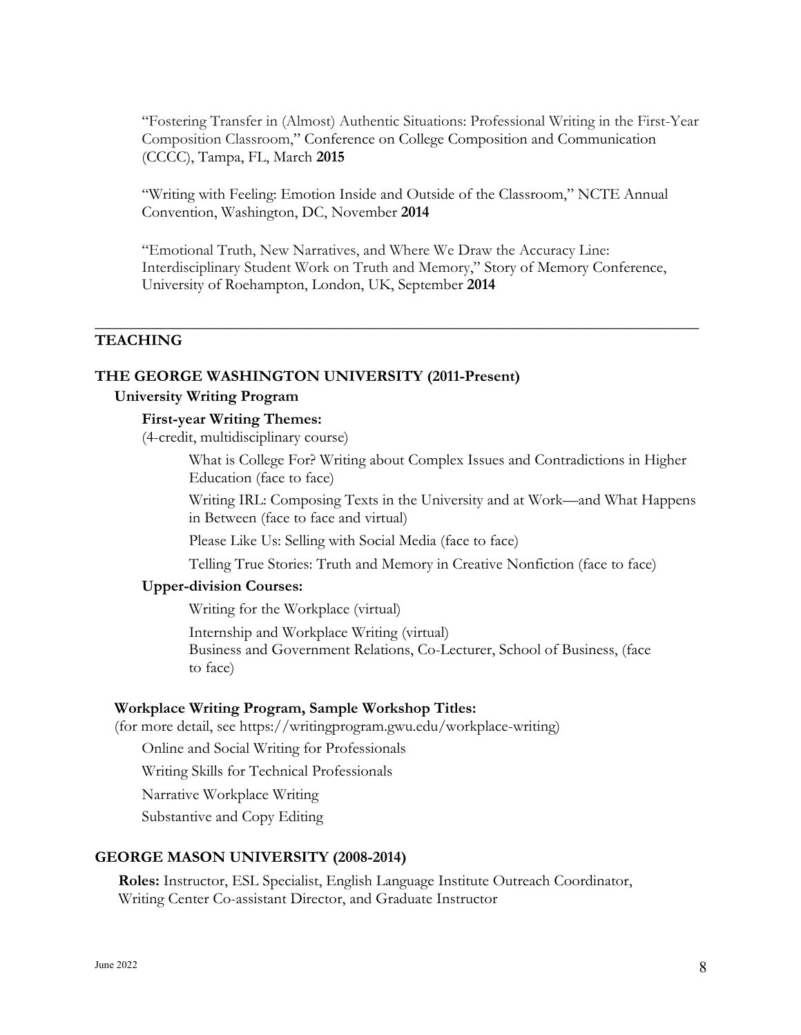"Fostering Transfer in (Almost) Authentic Situations: Professional Writing in the First-Year Composition Classroom," Conference on College Composition and Communication (CCCC), Tampa, FL, March **2015**

"Writing with Feeling: Emotion Inside and Outside of the Classroom," NCTE Annual Convention, Washington, DC, November **2014**

"Emotional Truth, New Narratives, and Where We Draw the Accuracy Line: Interdisciplinary Student Work on Truth and Memory," Story of Memory Conference, University of Roehampton, London, UK, September **2014**

---

## TEACHING

### THE GEORGE WASHINGTON UNIVERSITY (2011-Present)

**University Writing Program**

**First-year Writing Themes:**
(4-credit, multidisciplinary course)

- What is College For? Writing about Complex Issues and Contradictions in Higher Education (face to face)
- Writing IRL: Composing Texts in the University and at Work—and What Happens in Between (face to face and virtual)
- Please Like Us: Selling with Social Media (face to face)
- Telling True Stories: Truth and Memory in Creative Nonfiction (face to face)

**Upper-division Courses:**

- Writing for the Workplace (virtual)
- Internship and Workplace Writing (virtual)
- Business and Government Relations, Co-Lecturer, School of Business, (face to face)

**Workplace Writing Program, Sample Workshop Titles:**
(for more detail, see https://writingprogram.gwu.edu/workplace-writing)

- Online and Social Writing for Professionals
- Writing Skills for Technical Professionals
- Narrative Workplace Writing
- Substantive and Copy Editing

### GEORGE MASON UNIVERSITY (2008-2014)

**Roles:** Instructor, ESL Specialist, English Language Institute Outreach Coordinator, Writing Center Co-assistant Director, and Graduate Instructor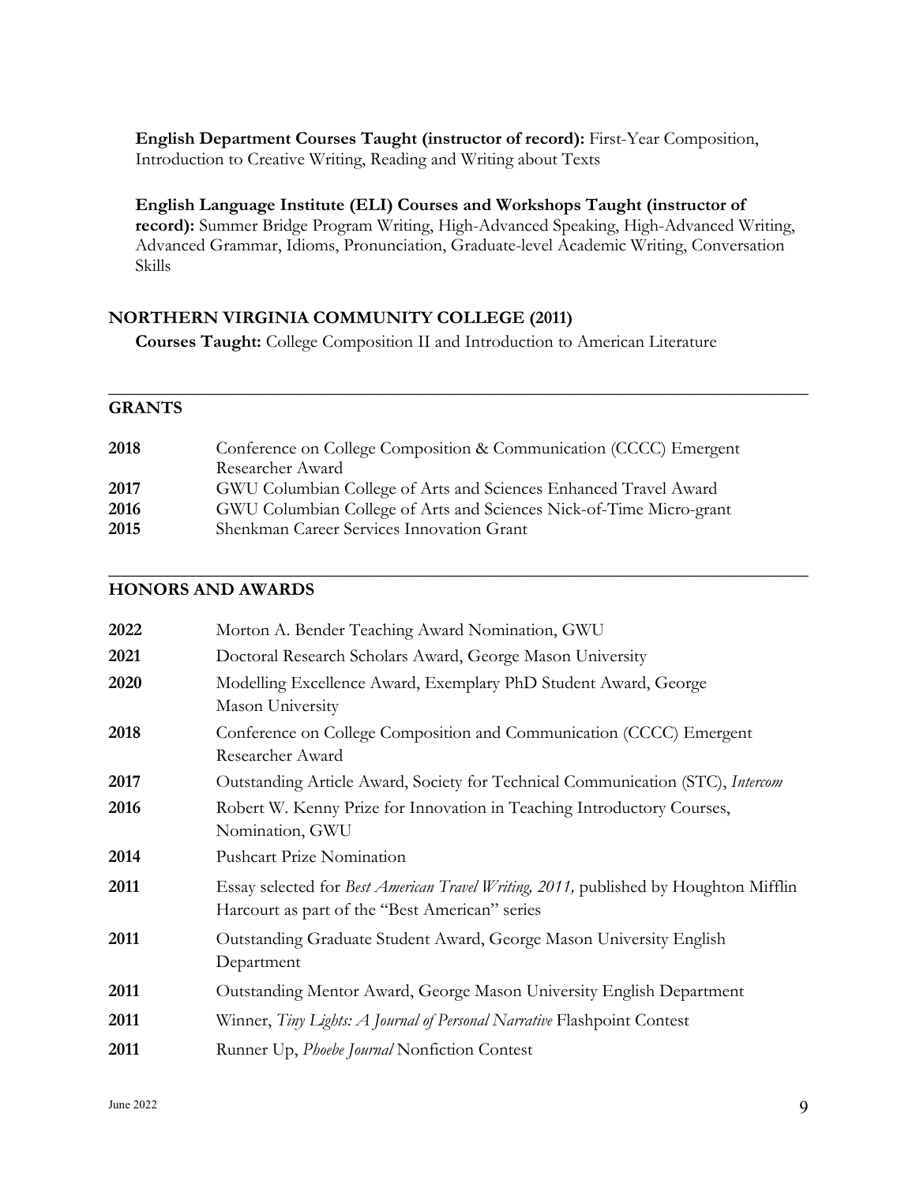**English Department Courses Taught (instructor of record):** First-Year Composition, Introduction to Creative Writing, Reading and Writing about Texts

**English Language Institute (ELI) Courses and Workshops Taught (instructor of record):** Summer Bridge Program Writing, High-Advanced Speaking, High-Advanced Writing, Advanced Grammar, Idioms, Pronunciation, Graduate-level Academic Writing, Conversation Skills

### NORTHERN VIRGINIA COMMUNITY COLLEGE (2011)

**Courses Taught:** College Composition II and Introduction to American Literature

## GRANTS

| | |
|---|---|
| **2018** | Conference on College Composition & Communication (CCCC) Emergent Researcher Award |
| **2017** | GWU Columbian College of Arts and Sciences Enhanced Travel Award |
| **2016** | GWU Columbian College of Arts and Sciences Nick-of-Time Micro-grant |
| **2015** | Shenkman Career Services Innovation Grant |

## HONORS AND AWARDS

| | |
|---|---|
| **2022** | Morton A. Bender Teaching Award Nomination, GWU |
| **2021** | Doctoral Research Scholars Award, George Mason University |
| **2020** | Modelling Excellence Award, Exemplary PhD Student Award, George Mason University |
| **2018** | Conference on College Composition and Communication (CCCC) Emergent Researcher Award |
| **2017** | Outstanding Article Award, Society for Technical Communication (STC), *Intercom* |
| **2016** | Robert W. Kenny Prize for Innovation in Teaching Introductory Courses, Nomination, GWU |
| **2014** | Pushcart Prize Nomination |
| **2011** | Essay selected for *Best American Travel Writing, 2011,* published by Houghton Mifflin Harcourt as part of the "Best American" series |
| **2011** | Outstanding Graduate Student Award, George Mason University English Department |
| **2011** | Outstanding Mentor Award, George Mason University English Department |
| **2011** | Winner, *Tiny Lights: A Journal of Personal Narrative* Flashpoint Contest |
| **2011** | Runner Up, *Phoebe Journal* Nonfiction Contest |

June 2022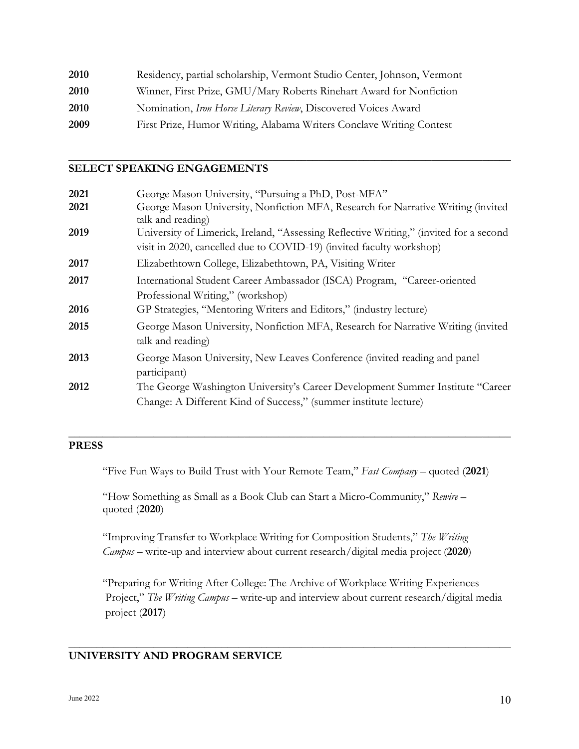**2010** Residency, partial scholarship, Vermont Studio Center, Johnson, Vermont

**2010** Winner, First Prize, GMU/Mary Roberts Rinehart Award for Nonfiction

**2010** Nomination, *Iron Horse Literary Review*, Discovered Voices Award

**2009** First Prize, Humor Writing, Alabama Writers Conclave Writing Contest

## SELECT SPEAKING ENGAGEMENTS

**2021** George Mason University, "Pursuing a PhD, Post-MFA"

**2021** George Mason University, Nonfiction MFA, Research for Narrative Writing (invited talk and reading)

**2019** University of Limerick, Ireland, "Assessing Reflective Writing," (invited for a second visit in 2020, cancelled due to COVID-19) (invited faculty workshop)

**2017** Elizabethtown College, Elizabethtown, PA, Visiting Writer

**2017** International Student Career Ambassador (ISCA) Program, "Career-oriented Professional Writing," (workshop)

**2016** GP Strategies, "Mentoring Writers and Editors," (industry lecture)

**2015** George Mason University, Nonfiction MFA, Research for Narrative Writing (invited talk and reading)

**2013** George Mason University, New Leaves Conference (invited reading and panel participant)

**2012** The George Washington University's Career Development Summer Institute "Career Change: A Different Kind of Success," (summer institute lecture)

## PRESS

"Five Fun Ways to Build Trust with Your Remote Team," *Fast Company* – quoted (**2021**)

"How Something as Small as a Book Club can Start a Micro-Community," *Rewire* – quoted (**2020**)

"Improving Transfer to Workplace Writing for Composition Students," *The Writing Campus* – write-up and interview about current research/digital media project (**2020**)

"Preparing for Writing After College: The Archive of Workplace Writing Experiences Project," *The Writing Campus* – write-up and interview about current research/digital media project (**2017**)

## UNIVERSITY AND PROGRAM SERVICE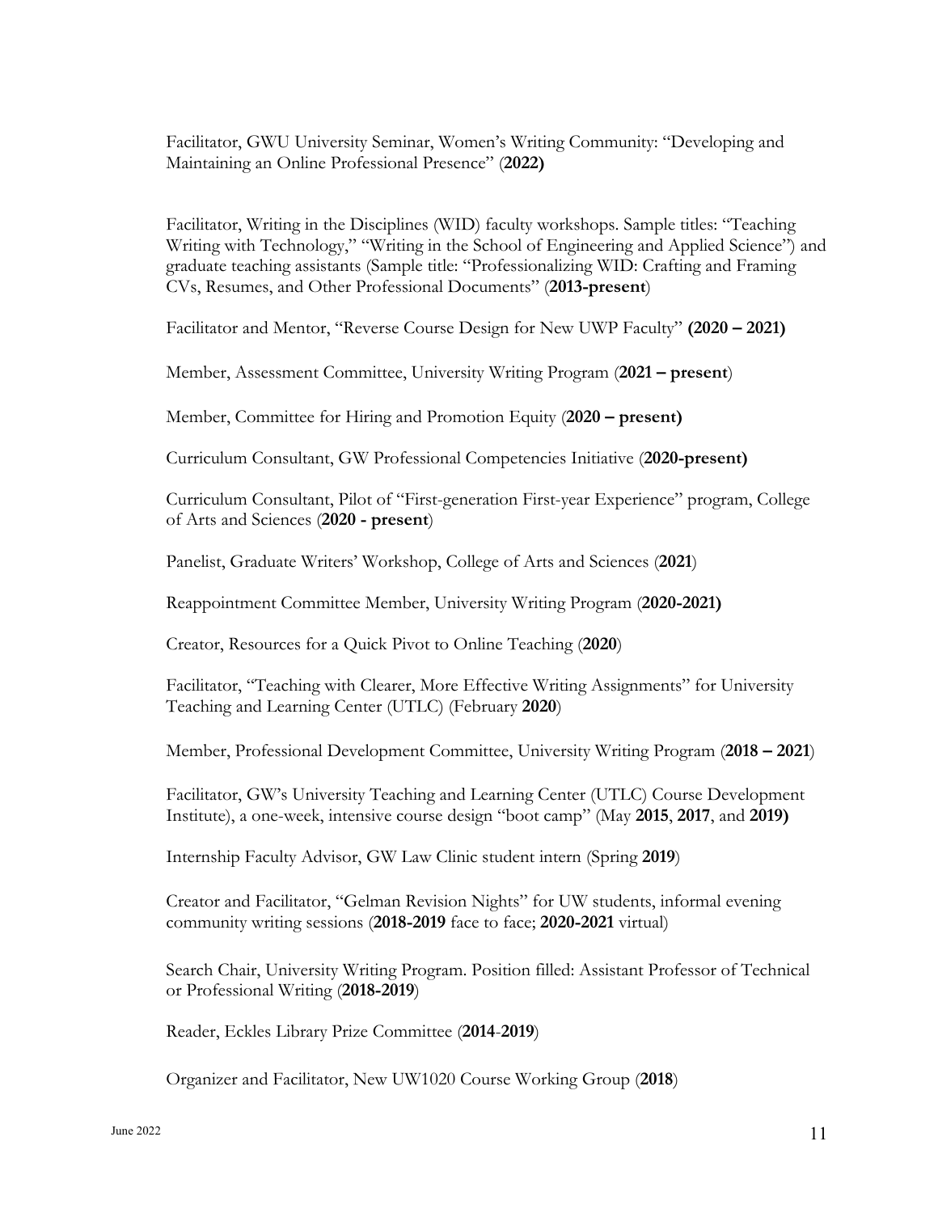Facilitator, GWU University Seminar, Women's Writing Community: "Developing and Maintaining an Online Professional Presence" (**2022)**

Facilitator, Writing in the Disciplines (WID) faculty workshops. Sample titles: "Teaching Writing with Technology," "Writing in the School of Engineering and Applied Science") and graduate teaching assistants (Sample title: "Professionalizing WID: Crafting and Framing CVs, Resumes, and Other Professional Documents" (**2013-present**)

Facilitator and Mentor, "Reverse Course Design for New UWP Faculty" **(2020 – 2021)**

Member, Assessment Committee, University Writing Program (**2021 – present**)

Member, Committee for Hiring and Promotion Equity (**2020 – present)**

Curriculum Consultant, GW Professional Competencies Initiative (**2020-present)**

Curriculum Consultant, Pilot of "First-generation First-year Experience" program, College of Arts and Sciences (**2020 - present**)

Panelist, Graduate Writers' Workshop, College of Arts and Sciences (**2021**)

Reappointment Committee Member, University Writing Program (**2020-2021)**

Creator, Resources for a Quick Pivot to Online Teaching (**2020**)

Facilitator, "Teaching with Clearer, More Effective Writing Assignments" for University Teaching and Learning Center (UTLC) (February **2020**)

Member, Professional Development Committee, University Writing Program (**2018 – 2021**)

Facilitator, GW's University Teaching and Learning Center (UTLC) Course Development Institute), a one-week, intensive course design "boot camp" (May **2015**, **2017**, and **2019)**

Internship Faculty Advisor, GW Law Clinic student intern (Spring **2019**)

Creator and Facilitator, "Gelman Revision Nights" for UW students, informal evening community writing sessions (**2018-2019** face to face; **2020-2021** virtual)

Search Chair, University Writing Program. Position filled: Assistant Professor of Technical or Professional Writing (**2018-2019**)

Reader, Eckles Library Prize Committee (**2014**-**2019**)

Organizer and Facilitator, New UW1020 Course Working Group (**2018**)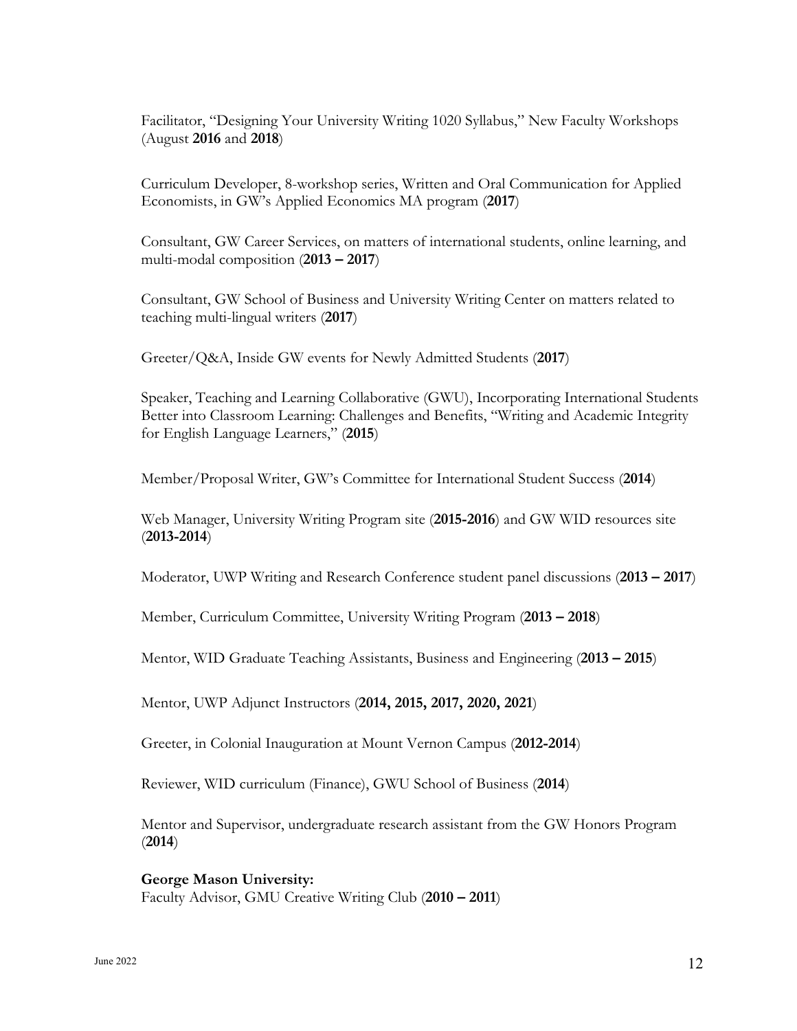Facilitator, "Designing Your University Writing 1020 Syllabus," New Faculty Workshops (August **2016** and **2018**)

Curriculum Developer, 8-workshop series, Written and Oral Communication for Applied Economists, in GW's Applied Economics MA program (**2017**)

Consultant, GW Career Services, on matters of international students, online learning, and multi-modal composition (**2013 – 2017**)

Consultant, GW School of Business and University Writing Center on matters related to teaching multi-lingual writers (**2017**)

Greeter/Q&A, Inside GW events for Newly Admitted Students (**2017**)

Speaker, Teaching and Learning Collaborative (GWU), Incorporating International Students Better into Classroom Learning: Challenges and Benefits, "Writing and Academic Integrity for English Language Learners," (**2015**)

Member/Proposal Writer, GW's Committee for International Student Success (**2014**)

Web Manager, University Writing Program site (**2015-2016**) and GW WID resources site (**2013-2014**)

Moderator, UWP Writing and Research Conference student panel discussions (**2013 – 2017**)

Member, Curriculum Committee, University Writing Program (**2013 – 2018**)

Mentor, WID Graduate Teaching Assistants, Business and Engineering (**2013 – 2015**)

Mentor, UWP Adjunct Instructors (**2014, 2015, 2017, 2020, 2021**)

Greeter, in Colonial Inauguration at Mount Vernon Campus (**2012-2014**)

Reviewer, WID curriculum (Finance), GWU School of Business (**2014**)

Mentor and Supervisor, undergraduate research assistant from the GW Honors Program (**2014**)

**George Mason University:**
Faculty Advisor, GMU Creative Writing Club (**2010 – 2011**)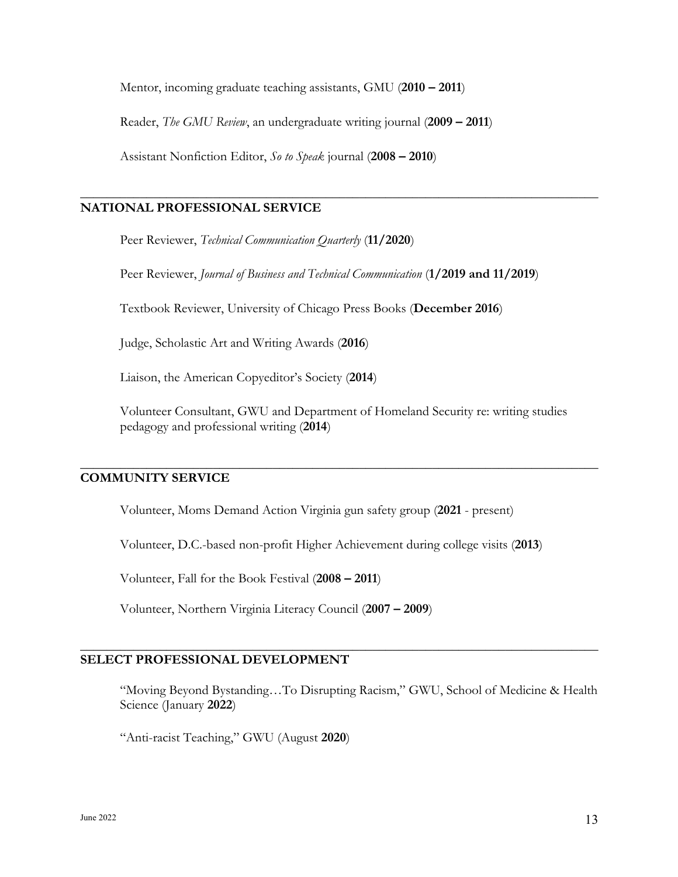Mentor, incoming graduate teaching assistants, GMU (**2010 – 2011**)

Reader, *The GMU Review*, an undergraduate writing journal (**2009 – 2011**)

Assistant Nonfiction Editor, *So to Speak* journal (**2008 – 2010**)

## NATIONAL PROFESSIONAL SERVICE

Peer Reviewer, *Technical Communication Quarterly* (**11/2020**)

Peer Reviewer, *Journal of Business and Technical Communication* (**1/2019 and 11/2019**)

Textbook Reviewer, University of Chicago Press Books (**December 2016**)

Judge, Scholastic Art and Writing Awards (**2016**)

Liaison, the American Copyeditor's Society (**2014**)

Volunteer Consultant, GWU and Department of Homeland Security re: writing studies pedagogy and professional writing (**2014**)

## COMMUNITY SERVICE

Volunteer, Moms Demand Action Virginia gun safety group (**2021** - present)

Volunteer, D.C.-based non-profit Higher Achievement during college visits (**2013**)

Volunteer, Fall for the Book Festival (**2008 – 2011**)

Volunteer, Northern Virginia Literacy Council (**2007 – 2009**)

## SELECT PROFESSIONAL DEVELOPMENT

"Moving Beyond Bystanding…To Disrupting Racism," GWU, School of Medicine & Health Science (January **2022**)

"Anti-racist Teaching," GWU (August **2020**)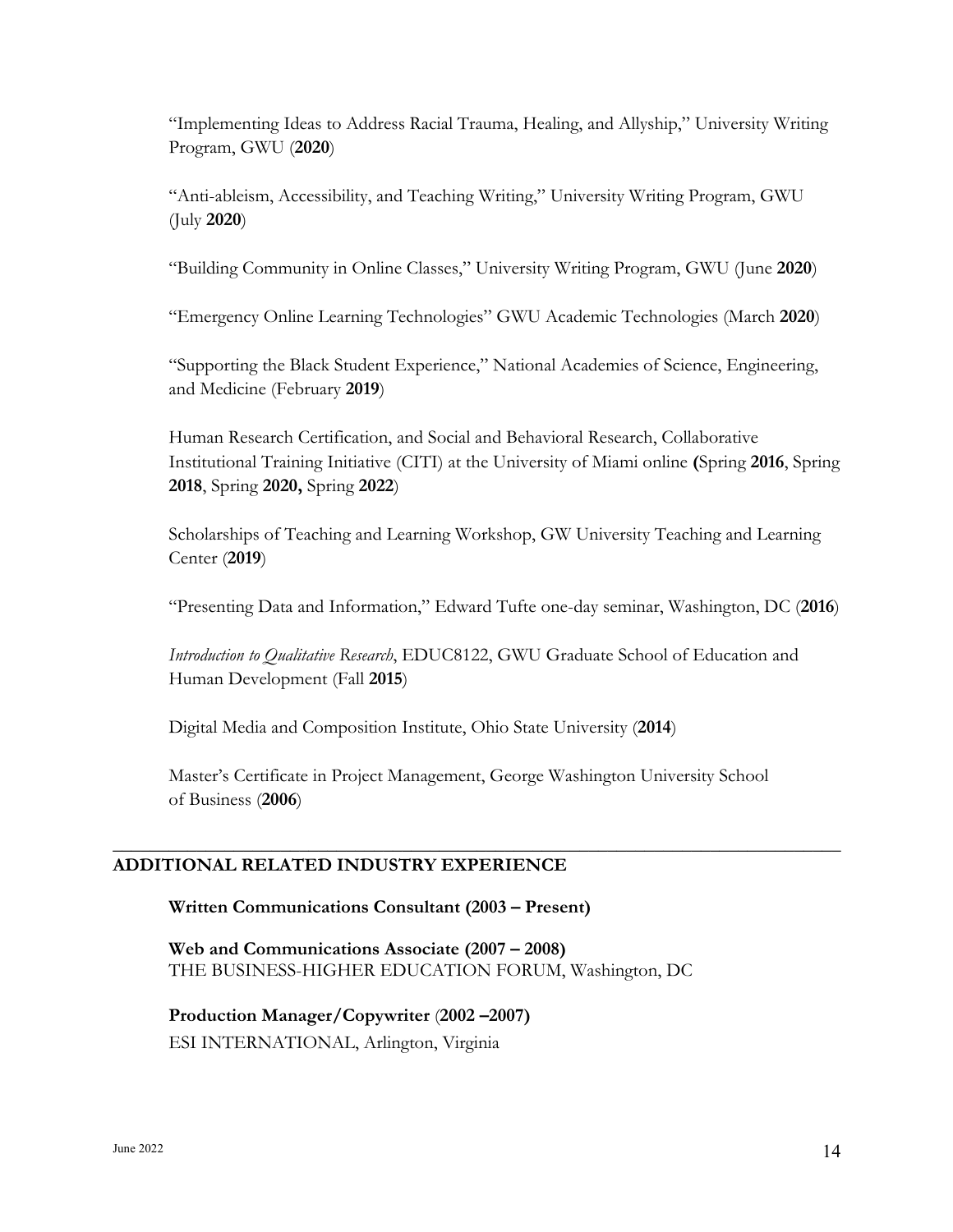"Implementing Ideas to Address Racial Trauma, Healing, and Allyship," University Writing Program, GWU (**2020**)

"Anti-ableism, Accessibility, and Teaching Writing," University Writing Program, GWU (July **2020**)

"Building Community in Online Classes," University Writing Program, GWU (June **2020**)

"Emergency Online Learning Technologies" GWU Academic Technologies (March **2020**)

"Supporting the Black Student Experience," National Academies of Science, Engineering, and Medicine (February **2019**)

Human Research Certification, and Social and Behavioral Research, Collaborative Institutional Training Initiative (CITI) at the University of Miami online **(**Spring **2016**, Spring **2018**, Spring **2020,** Spring **2022**)

Scholarships of Teaching and Learning Workshop, GW University Teaching and Learning Center (**2019**)

"Presenting Data and Information," Edward Tufte one-day seminar, Washington, DC (**2016**)

*Introduction to Qualitative Research*, EDUC8122, GWU Graduate School of Education and Human Development (Fall **2015**)

Digital Media and Composition Institute, Ohio State University (**2014**)

Master's Certificate in Project Management, George Washington University School of Business (**2006**)

---

## ADDITIONAL RELATED INDUSTRY EXPERIENCE

**Written Communications Consultant (2003 – Present)**

**Web and Communications Associate (2007 – 2008)**
THE BUSINESS-HIGHER EDUCATION FORUM, Washington, DC

**Production Manager/Copywriter** (**2002 –2007)**
ESI INTERNATIONAL, Arlington, Virginia